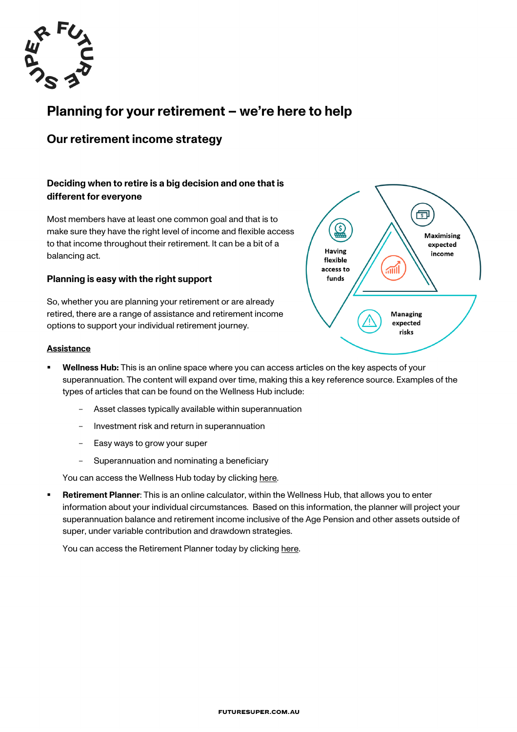# Planning for your retirement – we're here to help

## Our retirement income strategy

### Deciding when to retire is a big decision and one that is different for everyone

Most members have at least one common goal and that is to make sure they have the right level of income and flexible access to that income throughout their retirement. It can be a bit of a balancing act.

Having flexible access to funds

Maximising expected income

Managing expected risks

### Planning is easy with the right support

So, whether you are planning your retirement or are already retired, there are a range of assistance and retirement income options to support your individual retirement journey.

**Assistance**

- **Wellness Hub:** This is an online space where you can access articles on the key aspects of your superannuation. The content will expand over time, making this a key reference source. Examples of the types of articles that can be found on the Wellness Hub include:
  - Asset classes typically available within superannuation
  - Investment risk and return in superannuation
  - Easy ways to grow your super
  - Superannuation and nominating a beneficiary

  You can access the Wellness Hub today by clicking here.

- **Retirement Planner**: This is an online calculator, within the Wellness Hub, that allows you to enter information about your individual circumstances. Based on this information, the planner will project your superannuation balance and retirement income inclusive of the Age Pension and other assets outside of super, under variable contribution and drawdown strategies.

  You can access the Retirement Planner today by clicking here.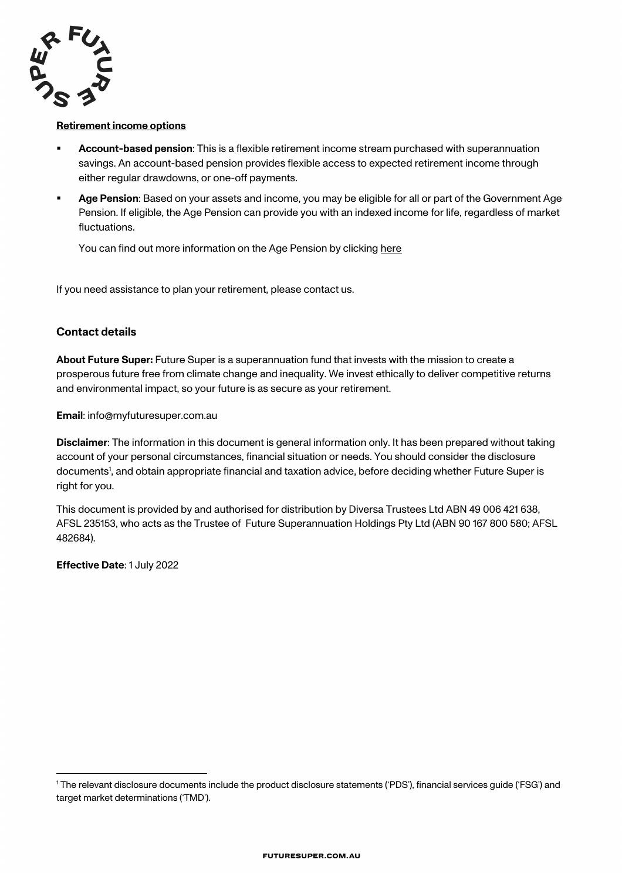**Retirement income options**

- **Account-based pension**: This is a flexible retirement income stream purchased with superannuation savings. An account-based pension provides flexible access to expected retirement income through either regular drawdowns, or one-off payments.
- **Age Pension**: Based on your assets and income, you may be eligible for all or part of the Government Age Pension. If eligible, the Age Pension can provide you with an indexed income for life, regardless of market fluctuations.

  You can find out more information on the Age Pension by clicking here

If you need assistance to plan your retirement, please contact us.

### Contact details

**About Future Super:** Future Super is a superannuation fund that invests with the mission to create a prosperous future free from climate change and inequality. We invest ethically to deliver competitive returns and environmental impact, so your future is as secure as your retirement.

**Email**: info@myfuturesuper.com.au

**Disclaimer**: The information in this document is general information only. It has been prepared without taking account of your personal circumstances, financial situation or needs. You should consider the disclosure documents[1], and obtain appropriate financial and taxation advice, before deciding whether Future Super is right for you.

This document is provided by and authorised for distribution by Diversa Trustees Ltd ABN 49 006 421 638, AFSL 235153, who acts as the Trustee of Future Superannuation Holdings Pty Ltd (ABN 90 167 800 580; AFSL 482684).

**Effective Date**: 1 July 2022

[1] The relevant disclosure documents include the product disclosure statements ('PDS'), financial services guide ('FSG') and target market determinations ('TMD').